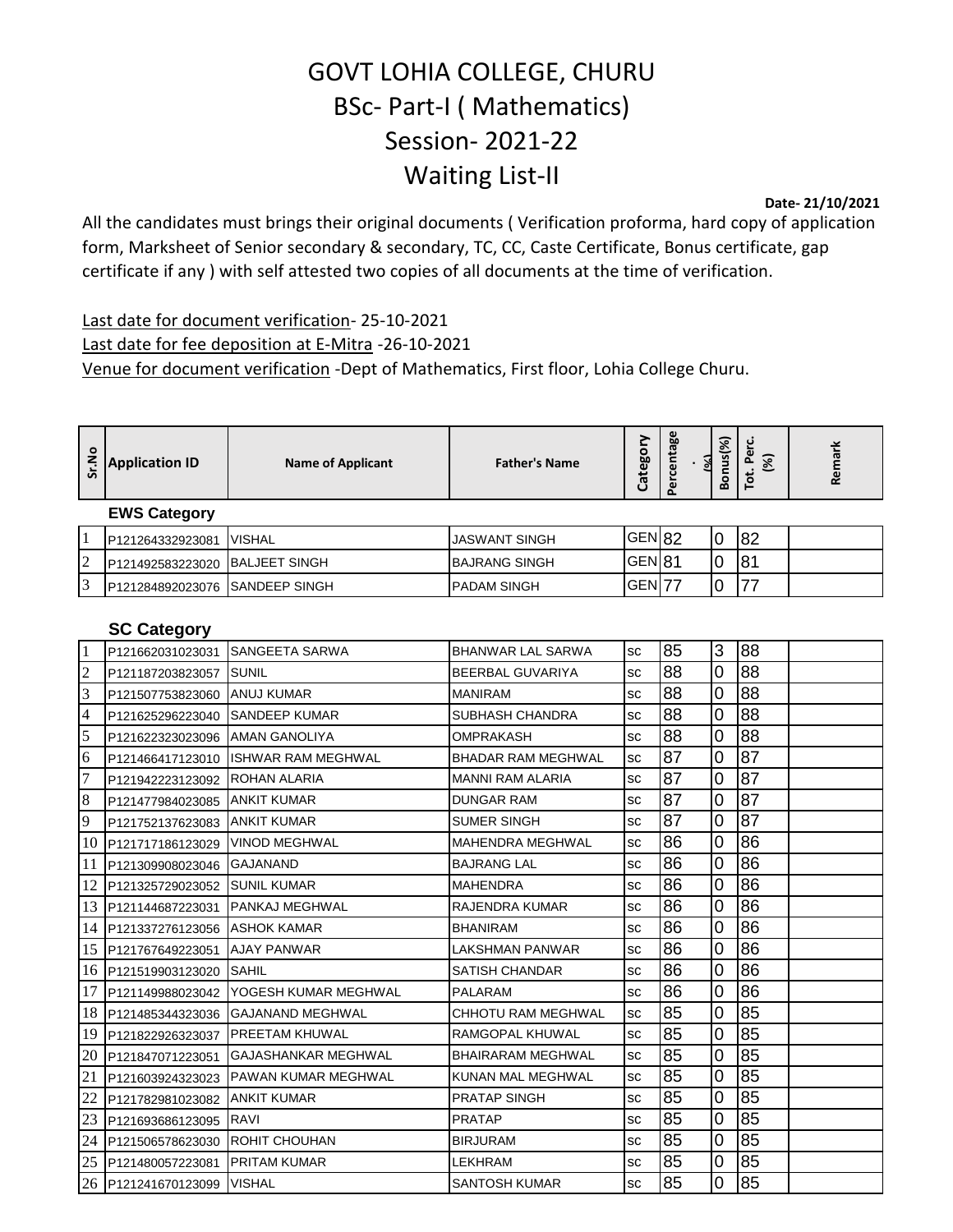# GOVT LOHIA COLLEGE, CHURU

## BSc- Part-I ( Mathematics)

## Session- 2021-22

## Waiting List-II

**Date- 21/10/2021**

All the candidates must brings their original documents ( Verification proforma, hard copy of application form, Marksheet of Senior secondary & secondary, TC, CC, Caste Certificate, Bonus certificate, gap certificate if any ) with self attested two copies of all documents at the time of verification.

Last date for document verification- 25-10-2021

Last date for fee deposition at E-Mitra -26-10-2021

Venue for document verification -Dept of Mathematics, First floor, Lohia College Churu.

| Sr.No | Application ID | Name of Applicant | Father's Name | Category | Percentage (%) | Bonus(%) | Tot. Perc. (%) | Remark |
|---|---|---|---|---|---|---|---|---|
| | **EWS Category** | | | | | | | |
| 1 | P121264332923081 | VISHAL | JASWANT SINGH | GEN | 82 | 0 | 82 | |
| 2 | P121492583223020 | BALJEET SINGH | BAJRANG SINGH | GEN | 81 | 0 | 81 | |
| 3 | P121284892023076 | SANDEEP SINGH | PADAM SINGH | GEN | 77 | 0 | 77 | |
| | **SC Category** | | | | | | | |
| 1 | P121662031023031 | SANGEETA SARWA | BHANWAR LAL SARWA | sc | 85 | 3 | 88 | |
| 2 | P121187203823057 | SUNIL | BEERBAL GUVARIYA | sc | 88 | 0 | 88 | |
| 3 | P121507753823060 | ANUJ KUMAR | MANIRAM | sc | 88 | 0 | 88 | |
| 4 | P121625296223040 | SANDEEP KUMAR | SUBHASH CHANDRA | sc | 88 | 0 | 88 | |
| 5 | P121622323023096 | AMAN GANOLIYA | OMPRAKASH | sc | 88 | 0 | 88 | |
| 6 | P121466417123010 | ISHWAR RAM MEGHWAL | BHADAR RAM MEGHWAL | sc | 87 | 0 | 87 | |
| 7 | P121942223123092 | ROHAN ALARIA | MANNI RAM ALARIA | sc | 87 | 0 | 87 | |
| 8 | P121477984023085 | ANKIT KUMAR | DUNGAR RAM | sc | 87 | 0 | 87 | |
| 9 | P121752137623083 | ANKIT KUMAR | SUMER SINGH | sc | 87 | 0 | 87 | |
| 10 | P121717186123029 | VINOD MEGHWAL | MAHENDRA MEGHWAL | sc | 86 | 0 | 86 | |
| 11 | P121309908023046 | GAJANAND | BAJRANG LAL | sc | 86 | 0 | 86 | |
| 12 | P121325729023052 | SUNIL KUMAR | MAHENDRA | sc | 86 | 0 | 86 | |
| 13 | P121144687223031 | PANKAJ MEGHWAL | RAJENDRA KUMAR | sc | 86 | 0 | 86 | |
| 14 | P121337276123056 | ASHOK KAMAR | BHANIRAM | sc | 86 | 0 | 86 | |
| 15 | P121767649223051 | AJAY PANWAR | LAKSHMAN PANWAR | sc | 86 | 0 | 86 | |
| 16 | P121519903123020 | SAHIL | SATISH CHANDAR | sc | 86 | 0 | 86 | |
| 17 | P121149988023042 | YOGESH KUMAR MEGHWAL | PALARAM | sc | 86 | 0 | 86 | |
| 18 | P121485344323036 | GAJANAND MEGHWAL | CHHOTU RAM MEGHWAL | sc | 85 | 0 | 85 | |
| 19 | P121822926323037 | PREETAM KHUWAL | RAMGOPAL KHUWAL | sc | 85 | 0 | 85 | |
| 20 | P121847071223051 | GAJASHANKAR MEGHWAL | BHAIRARAM MEGHWAL | sc | 85 | 0 | 85 | |
| 21 | P121603924323023 | PAWAN KUMAR MEGHWAL | KUNAN MAL MEGHWAL | sc | 85 | 0 | 85 | |
| 22 | P121782981023082 | ANKIT KUMAR | PRATAP SINGH | sc | 85 | 0 | 85 | |
| 23 | P121693686123095 | RAVI | PRATAP | sc | 85 | 0 | 85 | |
| 24 | P121506578623030 | ROHIT CHOUHAN | BIRJURAM | sc | 85 | 0 | 85 | |
| 25 | P121480057223081 | PRITAM KUMAR | LEKHRAM | sc | 85 | 0 | 85 | |
| 26 | P121241670123099 | VISHAL | SANTOSH KUMAR | sc | 85 | 0 | 85 | |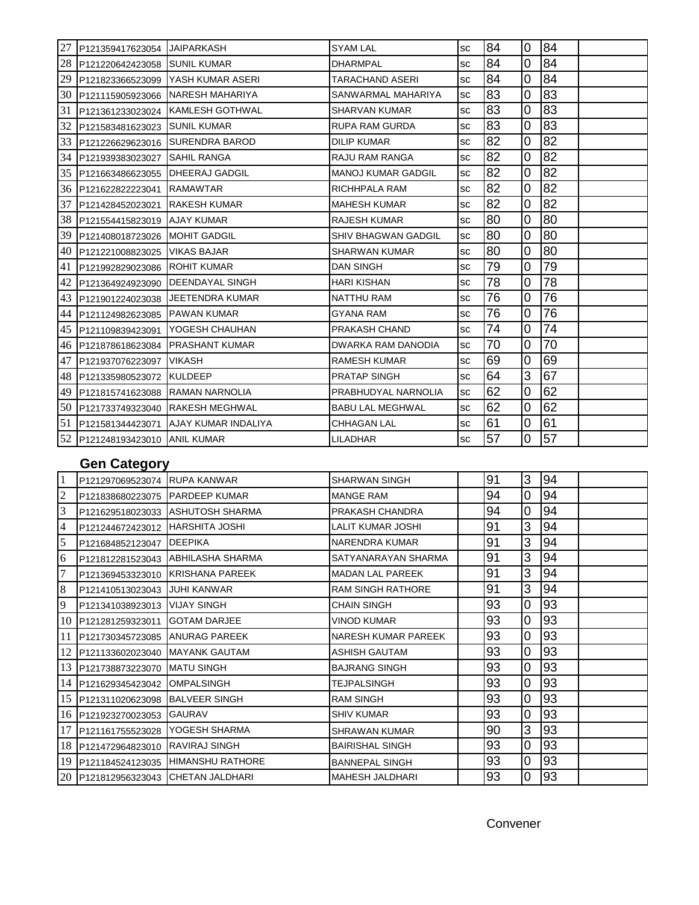| | | | | | | | | |
|---|---|---|---|---|---|---|---|---|
| 27 | P121359417623054 | JAIPARKASH | SYAM LAL | sc | 84 | 0 | 84 | |
| 28 | P121220642423058 | SUNIL KUMAR | DHARMPAL | sc | 84 | 0 | 84 | |
| 29 | P121823366523099 | YASH KUMAR ASERI | TARACHAND ASERI | sc | 84 | 0 | 84 | |
| 30 | P121115905923066 | NARESH MAHARIYA | SANWARMAL MAHARIYA | sc | 83 | 0 | 83 | |
| 31 | P121361233023024 | KAMLESH GOTHWAL | SHARVAN KUMAR | sc | 83 | 0 | 83 | |
| 32 | P121583481623023 | SUNIL KUMAR | RUPA RAM GURDA | sc | 83 | 0 | 83 | |
| 33 | P121226629623016 | SURENDRA BAROD | DILIP KUMAR | sc | 82 | 0 | 82 | |
| 34 | P121939383023027 | SAHIL RANGA | RAJU RAM RANGA | sc | 82 | 0 | 82 | |
| 35 | P121663486623055 | DHEERAJ GADGIL | MANOJ KUMAR GADGIL | sc | 82 | 0 | 82 | |
| 36 | P121622822223041 | RAMAWTAR | RICHHPALA RAM | sc | 82 | 0 | 82 | |
| 37 | P121428452023021 | RAKESH KUMAR | MAHESH KUMAR | sc | 82 | 0 | 82 | |
| 38 | P121554415823019 | AJAY KUMAR | RAJESH KUMAR | sc | 80 | 0 | 80 | |
| 39 | P121408018723026 | MOHIT GADGIL | SHIV BHAGWAN GADGIL | sc | 80 | 0 | 80 | |
| 40 | P121221008823025 | VIKAS BAJAR | SHARWAN KUMAR | sc | 80 | 0 | 80 | |
| 41 | P121992829023086 | ROHIT KUMAR | DAN SINGH | sc | 79 | 0 | 79 | |
| 42 | P121364924923090 | DEENDAYAL SINGH | HARI KISHAN | sc | 78 | 0 | 78 | |
| 43 | P121901224023038 | JEETENDRA KUMAR | NATTHU RAM | sc | 76 | 0 | 76 | |
| 44 | P121124982623085 | PAWAN KUMAR | GYANA RAM | sc | 76 | 0 | 76 | |
| 45 | P121109839423091 | YOGESH CHAUHAN | PRAKASH CHAND | sc | 74 | 0 | 74 | |
| 46 | P121878618623084 | PRASHANT KUMAR | DWARKA RAM DANODIA | sc | 70 | 0 | 70 | |
| 47 | P121937076223097 | VIKASH | RAMESH KUMAR | sc | 69 | 0 | 69 | |
| 48 | P121335980523072 | KULDEEP | PRATAP SINGH | sc | 64 | 3 | 67 | |
| 49 | P121815741623088 | RAMAN NARNOLIA | PRABHUDYAL NARNOLIA | sc | 62 | 0 | 62 | |
| 50 | P121733749323040 | RAKESH MEGHWAL | BABU LAL MEGHWAL | sc | 62 | 0 | 62 | |
| 51 | P121581344423071 | AJAY KUMAR INDALIYA | CHHAGAN LAL | sc | 61 | 0 | 61 | |
| 52 | P121248193423010 | ANIL KUMAR | LILADHAR | sc | 57 | 0 | 57 | |

## Gen Category

| | | | | | | | | |
|---|---|---|---|---|---|---|---|---|
| 1 | P121297069523074 | RUPA KANWAR | SHARWAN SINGH | | 91 | 3 | 94 | |
| 2 | P121838680223075 | PARDEEP KUMAR | MANGE RAM | | 94 | 0 | 94 | |
| 3 | P121629518023033 | ASHUTOSH SHARMA | PRAKASH CHANDRA | | 94 | 0 | 94 | |
| 4 | P121244672423012 | HARSHITA JOSHI | LALIT KUMAR JOSHI | | 91 | 3 | 94 | |
| 5 | P121684852123047 | DEEPIKA | NARENDRA KUMAR | | 91 | 3 | 94 | |
| 6 | P121812281523043 | ABHILASHA SHARMA | SATYANARAYAN SHARMA | | 91 | 3 | 94 | |
| 7 | P121369453323010 | KRISHANA PAREEK | MADAN LAL PAREEK | | 91 | 3 | 94 | |
| 8 | P121410513023043 | JUHI KANWAR | RAM SINGH RATHORE | | 91 | 3 | 94 | |
| 9 | P121341038923013 | VIJAY SINGH | CHAIN SINGH | | 93 | 0 | 93 | |
| 10 | P121281259323011 | GOTAM DARJEE | VINOD KUMAR | | 93 | 0 | 93 | |
| 11 | P121730345723085 | ANURAG PAREEK | NARESH KUMAR PAREEK | | 93 | 0 | 93 | |
| 12 | P121133602023040 | MAYANK GAUTAM | ASHISH GAUTAM | | 93 | 0 | 93 | |
| 13 | P121738873223070 | MATU SINGH | BAJRANG SINGH | | 93 | 0 | 93 | |
| 14 | P121629345423042 | OMPALSINGH | TEJPALSINGH | | 93 | 0 | 93 | |
| 15 | P121311020623098 | BALVEER SINGH | RAM SINGH | | 93 | 0 | 93 | |
| 16 | P121923270023053 | GAURAV | SHIV KUMAR | | 93 | 0 | 93 | |
| 17 | P121161755523028 | YOGESH SHARMA | SHRAWAN KUMAR | | 90 | 3 | 93 | |
| 18 | P121472964823010 | RAVIRAJ SINGH | BAIRISHAL SINGH | | 93 | 0 | 93 | |
| 19 | P121184524123035 | HIMANSHU RATHORE | BANNEPAL SINGH | | 93 | 0 | 93 | |
| 20 | P121812956323043 | CHETAN JALDHARI | MAHESH JALDHARI | | 93 | 0 | 93 | |

Convener